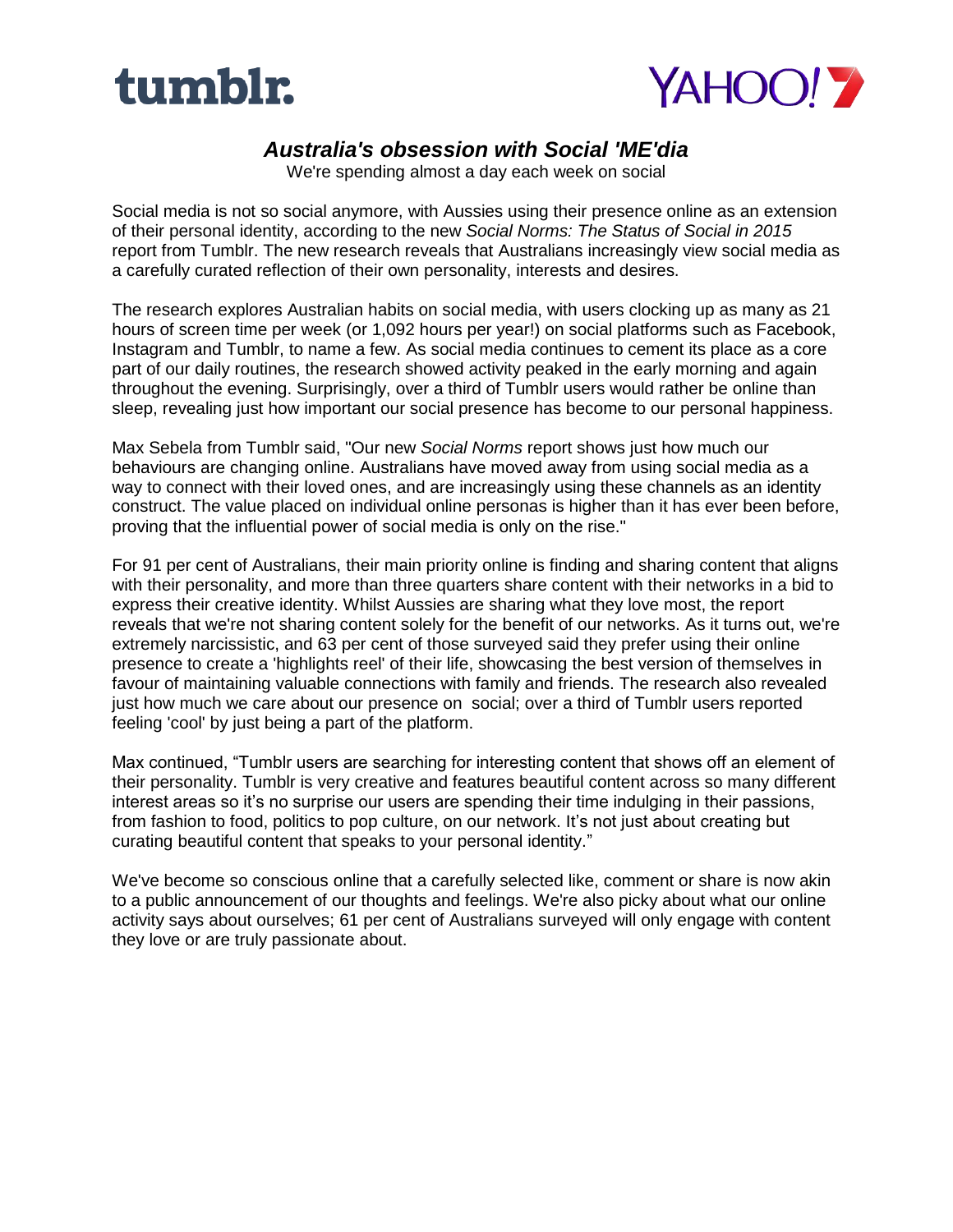tumblr.

YAHOO!7

# *Australia's obsession with Social 'ME'dia*

We're spending almost a day each week on social

Social media is not so social anymore, with Aussies using their presence online as an extension of their personal identity, according to the new *Social Norms: The Status of Social in 2015* report from Tumblr. The new research reveals that Australians increasingly view social media as a carefully curated reflection of their own personality, interests and desires.

The research explores Australian habits on social media, with users clocking up as many as 21 hours of screen time per week (or 1,092 hours per year!) on social platforms such as Facebook, Instagram and Tumblr, to name a few. As social media continues to cement its place as a core part of our daily routines, the research showed activity peaked in the early morning and again throughout the evening. Surprisingly, over a third of Tumblr users would rather be online than sleep, revealing just how important our social presence has become to our personal happiness.

Max Sebela from Tumblr said, "Our new *Social Norms* report shows just how much our behaviours are changing online. Australians have moved away from using social media as a way to connect with their loved ones, and are increasingly using these channels as an identity construct. The value placed on individual online personas is higher than it has ever been before, proving that the influential power of social media is only on the rise."

For 91 per cent of Australians, their main priority online is finding and sharing content that aligns with their personality, and more than three quarters share content with their networks in a bid to express their creative identity. Whilst Aussies are sharing what they love most, the report reveals that we're not sharing content solely for the benefit of our networks. As it turns out, we're extremely narcissistic, and 63 per cent of those surveyed said they prefer using their online presence to create a 'highlights reel' of their life, showcasing the best version of themselves in favour of maintaining valuable connections with family and friends. The research also revealed just how much we care about our presence on social; over a third of Tumblr users reported feeling 'cool' by just being a part of the platform.

Max continued, "Tumblr users are searching for interesting content that shows off an element of their personality. Tumblr is very creative and features beautiful content across so many different interest areas so it's no surprise our users are spending their time indulging in their passions, from fashion to food, politics to pop culture, on our network. It's not just about creating but curating beautiful content that speaks to your personal identity."

We've become so conscious online that a carefully selected like, comment or share is now akin to a public announcement of our thoughts and feelings. We're also picky about what our online activity says about ourselves; 61 per cent of Australians surveyed will only engage with content they love or are truly passionate about.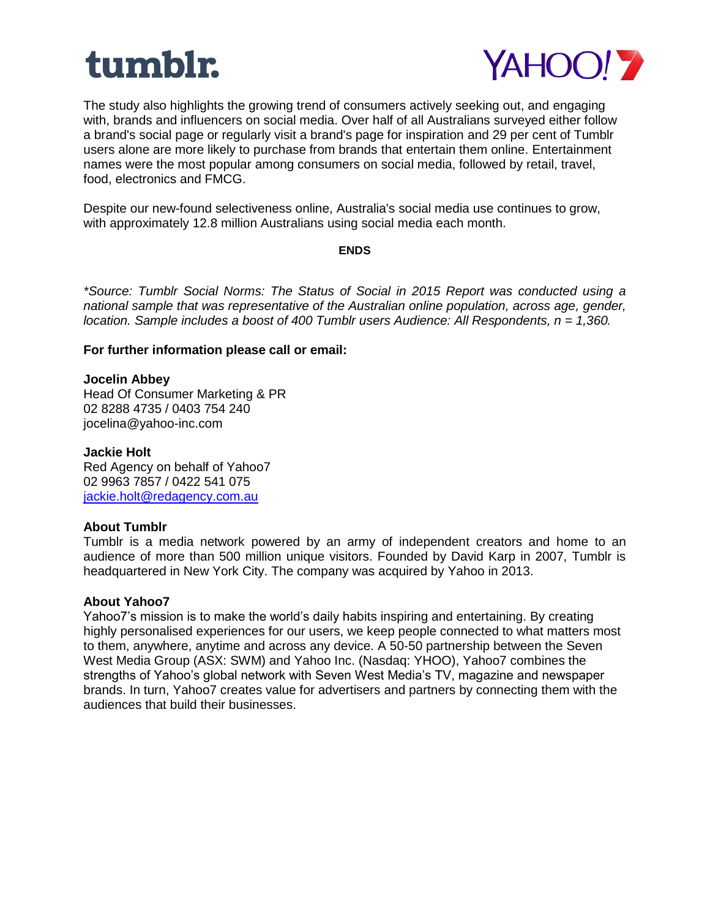The study also highlights the growing trend of consumers actively seeking out, and engaging with, brands and influencers on social media. Over half of all Australians surveyed either follow a brand's social page or regularly visit a brand's page for inspiration and 29 per cent of Tumblr users alone are more likely to purchase from brands that entertain them online. Entertainment names were the most popular among consumers on social media, followed by retail, travel, food, electronics and FMCG.

Despite our new-found selectiveness online, Australia's social media use continues to grow, with approximately 12.8 million Australians using social media each month.

**ENDS**

*\*Source: Tumblr Social Norms: The Status of Social in 2015 Report was conducted using a national sample that was representative of the Australian online population, across age, gender, location. Sample includes a boost of 400 Tumblr users Audience: All Respondents, n = 1,360.*

**For further information please call or email:**

**Jocelin Abbey**
Head Of Consumer Marketing & PR
02 8288 4735 / 0403 754 240
jocelina@yahoo-inc.com

**Jackie Holt**
Red Agency on behalf of Yahoo7
02 9963 7857 / 0422 541 075
jackie.holt@redagency.com.au

**About Tumblr**
Tumblr is a media network powered by an army of independent creators and home to an audience of more than 500 million unique visitors. Founded by David Karp in 2007, Tumblr is headquartered in New York City. The company was acquired by Yahoo in 2013.

**About Yahoo7**
Yahoo7's mission is to make the world's daily habits inspiring and entertaining. By creating highly personalised experiences for our users, we keep people connected to what matters most to them, anywhere, anytime and across any device. A 50-50 partnership between the Seven West Media Group (ASX: SWM) and Yahoo Inc. (Nasdaq: YHOO), Yahoo7 combines the strengths of Yahoo's global network with Seven West Media's TV, magazine and newspaper brands. In turn, Yahoo7 creates value for advertisers and partners by connecting them with the audiences that build their businesses.